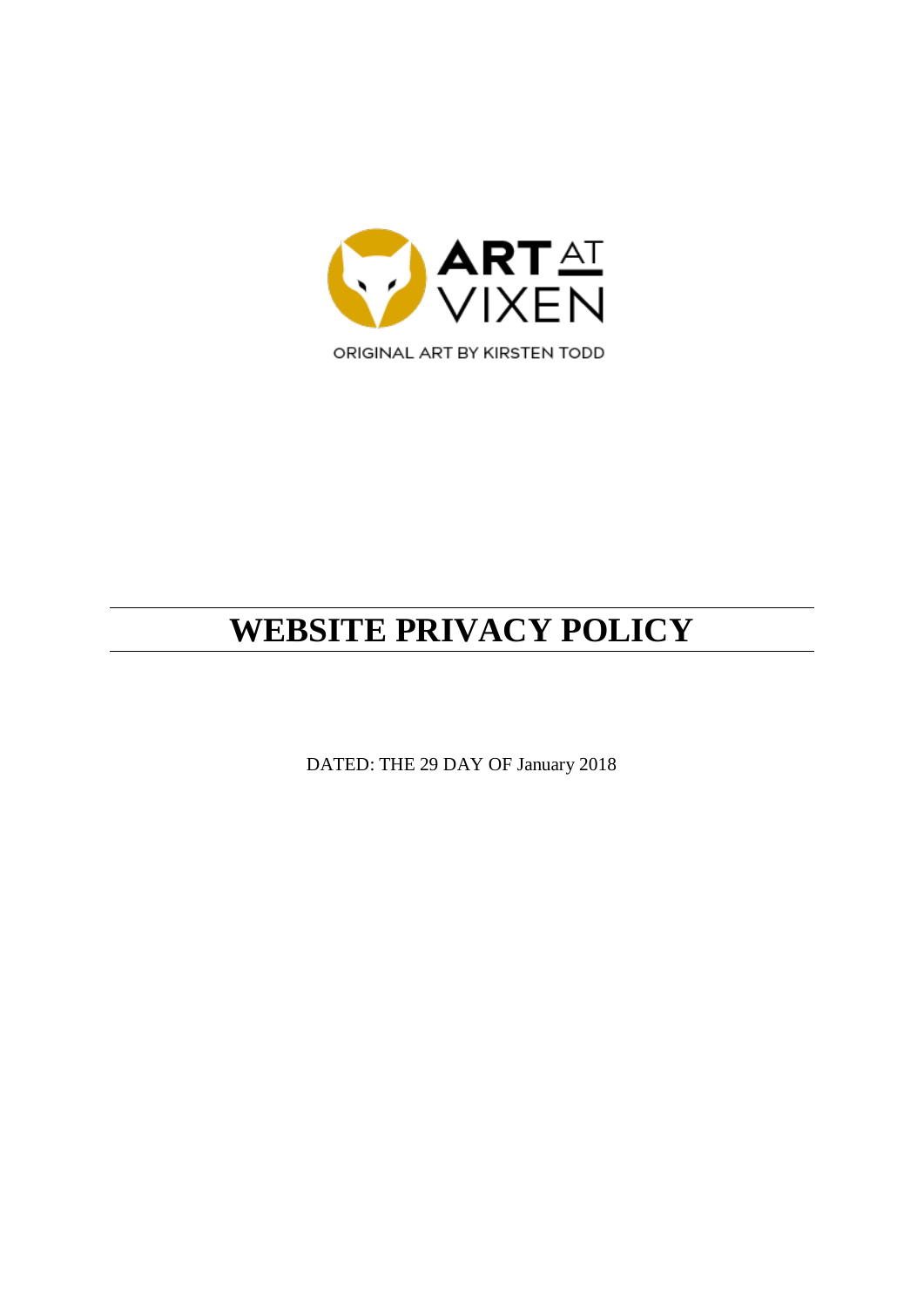ART AT VIXEN

ORIGINAL ART BY KIRSTEN TODD

# WEBSITE PRIVACY POLICY

DATED: THE 29 DAY OF January 2018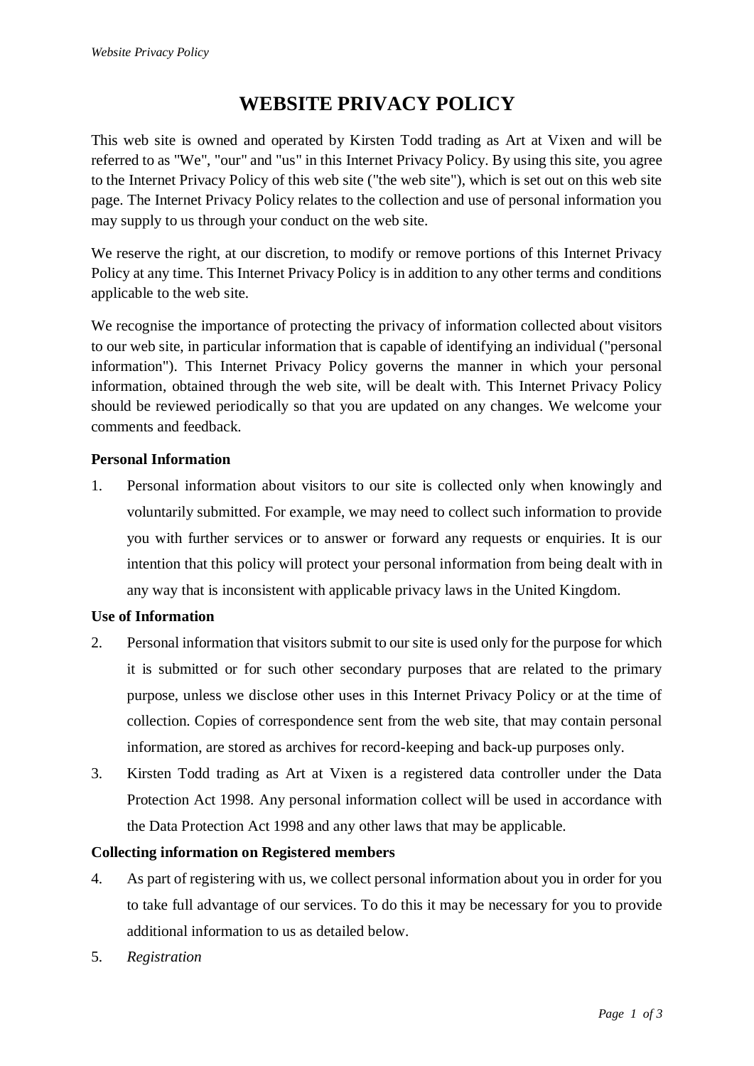# WEBSITE PRIVACY POLICY

This web site is owned and operated by Kirsten Todd trading as Art at Vixen and will be referred to as "We", "our" and "us" in this Internet Privacy Policy. By using this site, you agree to the Internet Privacy Policy of this web site ("the web site"), which is set out on this web site page. The Internet Privacy Policy relates to the collection and use of personal information you may supply to us through your conduct on the web site.

We reserve the right, at our discretion, to modify or remove portions of this Internet Privacy Policy at any time. This Internet Privacy Policy is in addition to any other terms and conditions applicable to the web site.

We recognise the importance of protecting the privacy of information collected about visitors to our web site, in particular information that is capable of identifying an individual ("personal information"). This Internet Privacy Policy governs the manner in which your personal information, obtained through the web site, will be dealt with. This Internet Privacy Policy should be reviewed periodically so that you are updated on any changes. We welcome your comments and feedback.

**Personal Information**

1. Personal information about visitors to our site is collected only when knowingly and voluntarily submitted. For example, we may need to collect such information to provide you with further services or to answer or forward any requests or enquiries. It is our intention that this policy will protect your personal information from being dealt with in any way that is inconsistent with applicable privacy laws in the United Kingdom.

**Use of Information**

2. Personal information that visitors submit to our site is used only for the purpose for which it is submitted or for such other secondary purposes that are related to the primary purpose, unless we disclose other uses in this Internet Privacy Policy or at the time of collection. Copies of correspondence sent from the web site, that may contain personal information, are stored as archives for record-keeping and back-up purposes only.

3. Kirsten Todd trading as Art at Vixen is a registered data controller under the Data Protection Act 1998. Any personal information collect will be used in accordance with the Data Protection Act 1998 and any other laws that may be applicable.

**Collecting information on Registered members**

4. As part of registering with us, we collect personal information about you in order for you to take full advantage of our services. To do this it may be necessary for you to provide additional information to us as detailed below.

5. *Registration*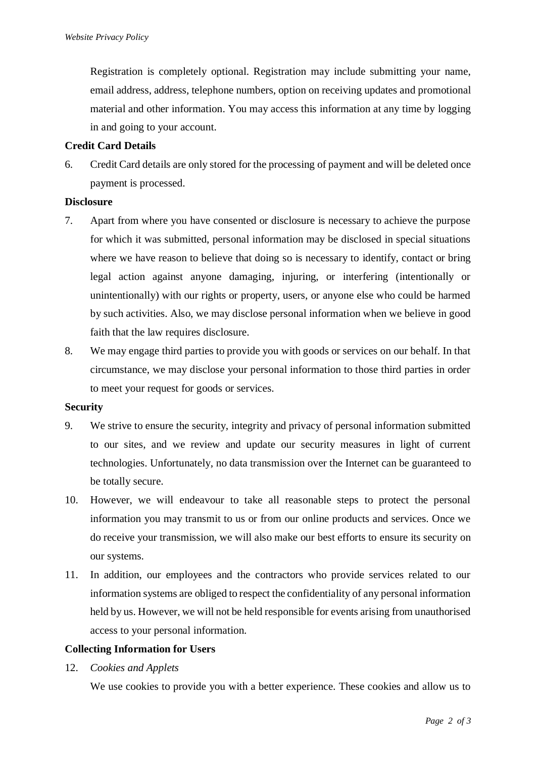Registration is completely optional. Registration may include submitting your name, email address, address, telephone numbers, option on receiving updates and promotional material and other information. You may access this information at any time by logging in and going to your account.

**Credit Card Details**

6. Credit Card details are only stored for the processing of payment and will be deleted once payment is processed.

**Disclosure**

7. Apart from where you have consented or disclosure is necessary to achieve the purpose for which it was submitted, personal information may be disclosed in special situations where we have reason to believe that doing so is necessary to identify, contact or bring legal action against anyone damaging, injuring, or interfering (intentionally or unintentionally) with our rights or property, users, or anyone else who could be harmed by such activities. Also, we may disclose personal information when we believe in good faith that the law requires disclosure.

8. We may engage third parties to provide you with goods or services on our behalf. In that circumstance, we may disclose your personal information to those third parties in order to meet your request for goods or services.

**Security**

9. We strive to ensure the security, integrity and privacy of personal information submitted to our sites, and we review and update our security measures in light of current technologies. Unfortunately, no data transmission over the Internet can be guaranteed to be totally secure.

10. However, we will endeavour to take all reasonable steps to protect the personal information you may transmit to us or from our online products and services. Once we do receive your transmission, we will also make our best efforts to ensure its security on our systems.

11. In addition, our employees and the contractors who provide services related to our information systems are obliged to respect the confidentiality of any personal information held by us. However, we will not be held responsible for events arising from unauthorised access to your personal information.

**Collecting Information for Users**

12. *Cookies and Applets*

    We use cookies to provide you with a better experience. These cookies and allow us to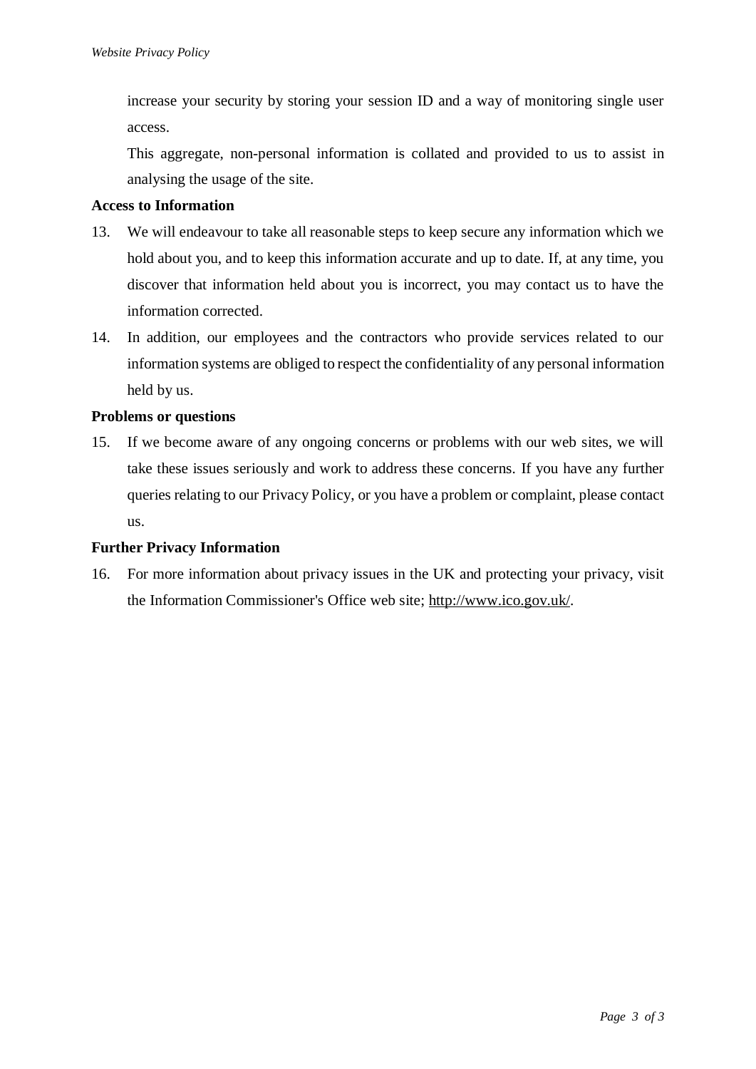increase your security by storing your session ID and a way of monitoring single user access.

This aggregate, non-personal information is collated and provided to us to assist in analysing the usage of the site.

**Access to Information**

13. We will endeavour to take all reasonable steps to keep secure any information which we hold about you, and to keep this information accurate and up to date. If, at any time, you discover that information held about you is incorrect, you may contact us to have the information corrected.

14. In addition, our employees and the contractors who provide services related to our information systems are obliged to respect the confidentiality of any personal information held by us.

**Problems or questions**

15. If we become aware of any ongoing concerns or problems with our web sites, we will take these issues seriously and work to address these concerns. If you have any further queries relating to our Privacy Policy, or you have a problem or complaint, please contact us.

**Further Privacy Information**

16. For more information about privacy issues in the UK and protecting your privacy, visit the Information Commissioner's Office web site; http://www.ico.gov.uk/.